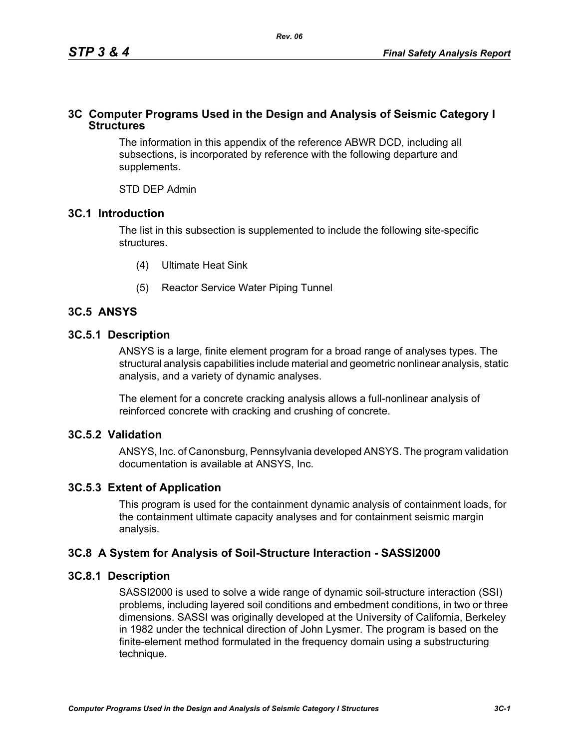# 3C Computer Programs Used in the Design and Analysis of Seismic Category I Structures

The information in this appendix of the reference ABWR DCD, including all subsections, is incorporated by reference with the following departure and supplements.

STD DEP Admin

## 3C.1 Introduction

The list in this subsection is supplemented to include the following site-specific structures.

(4) Ultimate Heat Sink

(5) Reactor Service Water Piping Tunnel

## 3C.5 ANSYS

### 3C.5.1 Description

ANSYS is a large, finite element program for a broad range of analyses types. The structural analysis capabilities include material and geometric nonlinear analysis, static analysis, and a variety of dynamic analyses.

The element for a concrete cracking analysis allows a full-nonlinear analysis of reinforced concrete with cracking and crushing of concrete.

### 3C.5.2 Validation

ANSYS, Inc. of Canonsburg, Pennsylvania developed ANSYS. The program validation documentation is available at ANSYS, Inc.

### 3C.5.3 Extent of Application

This program is used for the containment dynamic analysis of containment loads, for the containment ultimate capacity analyses and for containment seismic margin analysis.

## 3C.8 A System for Analysis of Soil-Structure Interaction - SASSI2000

### 3C.8.1 Description

SASSI2000 is used to solve a wide range of dynamic soil-structure interaction (SSI) problems, including layered soil conditions and embedment conditions, in two or three dimensions. SASSI was originally developed at the University of California, Berkeley in 1982 under the technical direction of John Lysmer. The program is based on the finite-element method formulated in the frequency domain using a substructuring technique.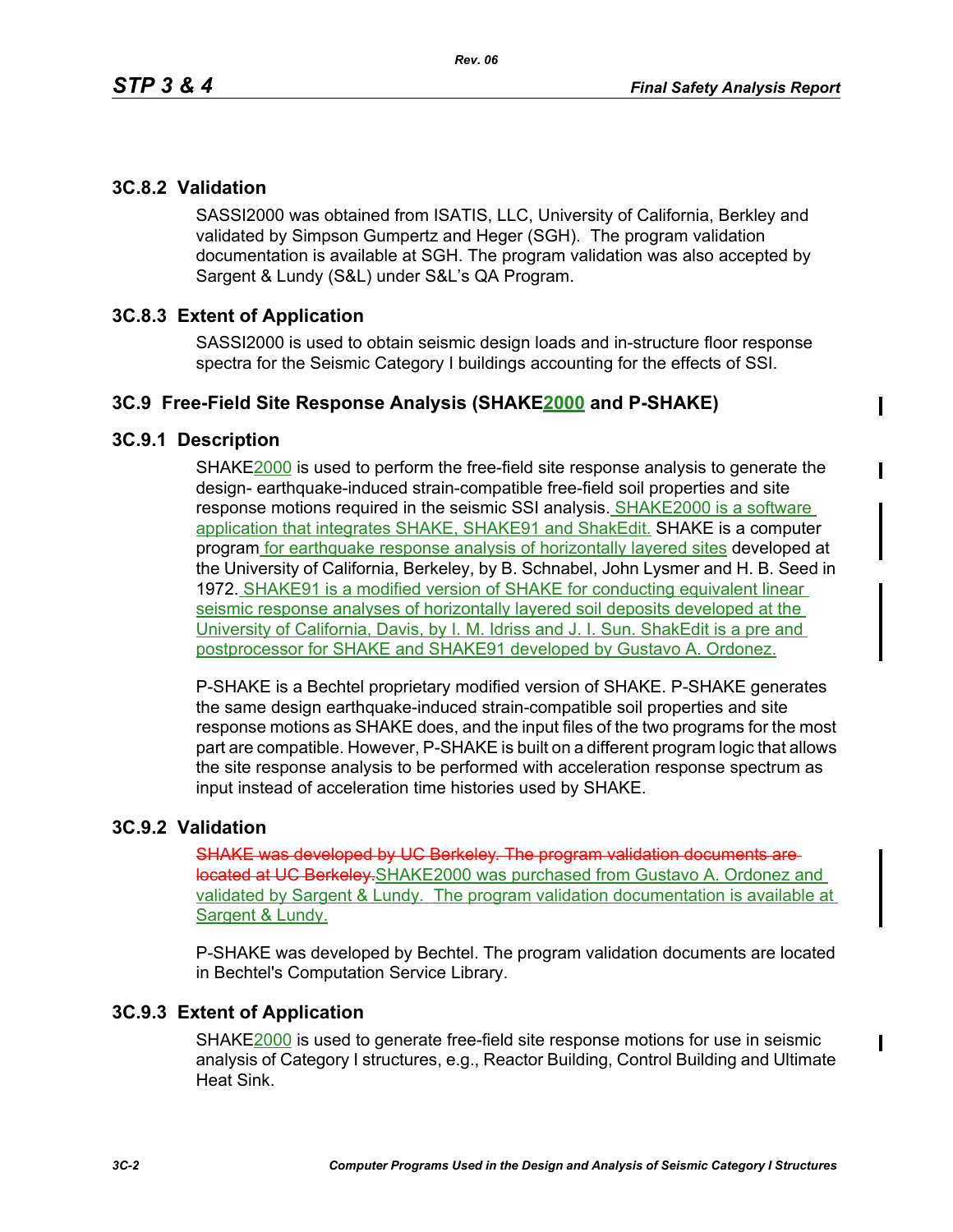### 3C.8.2 Validation

SASSI2000 was obtained from ISATIS, LLC, University of California, Berkley and validated by Simpson Gumpertz and Heger (SGH). The program validation documentation is available at SGH. The program validation was also accepted by Sargent & Lundy (S&L) under S&L's QA Program.

### 3C.8.3 Extent of Application

SASSI2000 is used to obtain seismic design loads and in-structure floor response spectra for the Seismic Category I buildings accounting for the effects of SSI.

## 3C.9 Free-Field Site Response Analysis (SHAKE2000 and P-SHAKE)

### 3C.9.1 Description

SHAKE2000 is used to perform the free-field site response analysis to generate the design- earthquake-induced strain-compatible free-field soil properties and site response motions required in the seismic SSI analysis. SHAKE2000 is a software application that integrates SHAKE, SHAKE91 and ShakEdit. SHAKE is a computer program for earthquake response analysis of horizontally layered sites developed at the University of California, Berkeley, by B. Schnabel, John Lysmer and H. B. Seed in 1972. SHAKE91 is a modified version of SHAKE for conducting equivalent linear seismic response analyses of horizontally layered soil deposits developed at the University of California, Davis, by I. M. Idriss and J. I. Sun. ShakEdit is a pre and postprocessor for SHAKE and SHAKE91 developed by Gustavo A. Ordonez.

P-SHAKE is a Bechtel proprietary modified version of SHAKE. P-SHAKE generates the same design earthquake-induced strain-compatible soil properties and site response motions as SHAKE does, and the input files of the two programs for the most part are compatible. However, P-SHAKE is built on a different program logic that allows the site response analysis to be performed with acceleration response spectrum as input instead of acceleration time histories used by SHAKE.

### 3C.9.2 Validation

~~SHAKE was developed by UC Berkeley. The program validation documents are located at UC Berkeley.~~SHAKE2000 was purchased from Gustavo A. Ordonez and validated by Sargent & Lundy. The program validation documentation is available at Sargent & Lundy.

P-SHAKE was developed by Bechtel. The program validation documents are located in Bechtel's Computation Service Library.

### 3C.9.3 Extent of Application

SHAKE2000 is used to generate free-field site response motions for use in seismic analysis of Category I structures, e.g., Reactor Building, Control Building and Ultimate Heat Sink.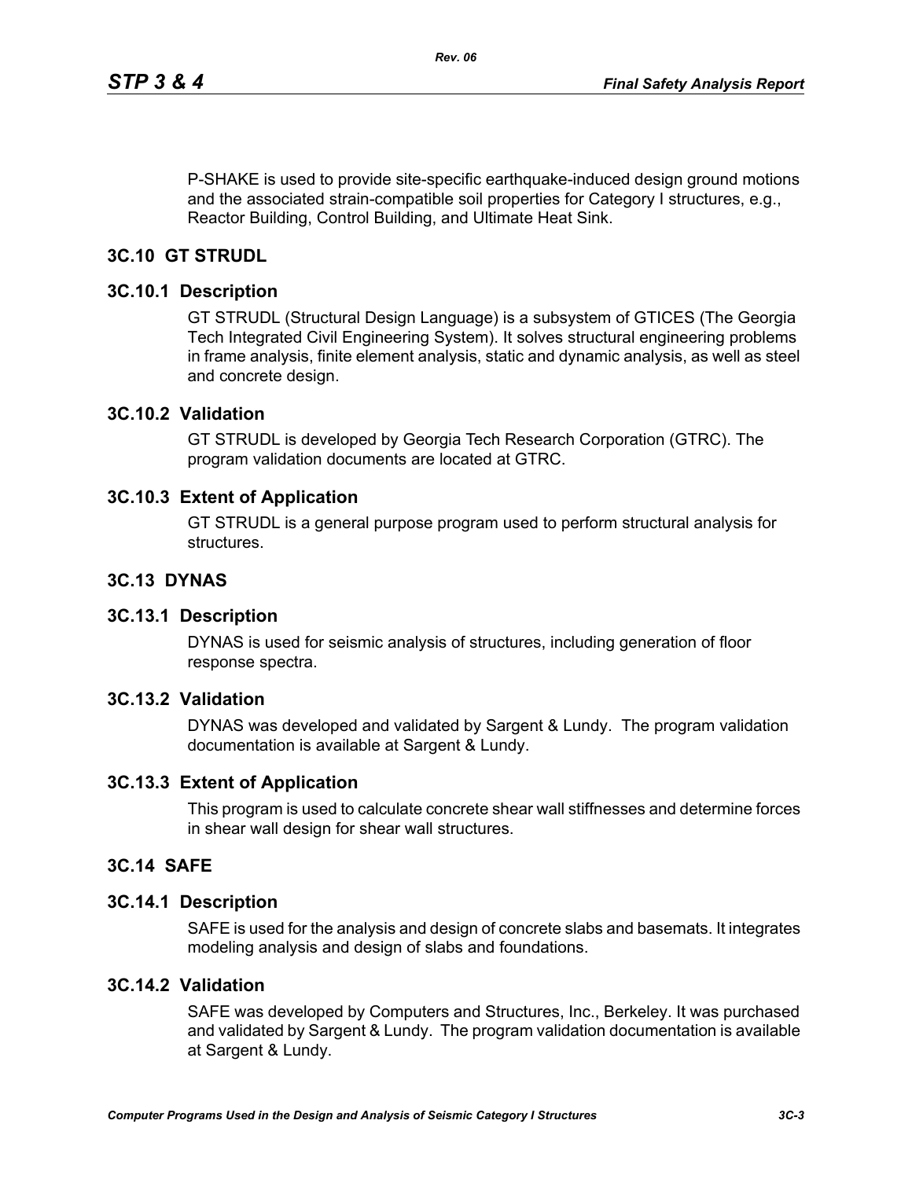P-SHAKE is used to provide site-specific earthquake-induced design ground motions and the associated strain-compatible soil properties for Category I structures, e.g., Reactor Building, Control Building, and Ultimate Heat Sink.

## 3C.10 GT STRUDL

### 3C.10.1 Description

GT STRUDL (Structural Design Language) is a subsystem of GTICES (The Georgia Tech Integrated Civil Engineering System). It solves structural engineering problems in frame analysis, finite element analysis, static and dynamic analysis, as well as steel and concrete design.

### 3C.10.2 Validation

GT STRUDL is developed by Georgia Tech Research Corporation (GTRC). The program validation documents are located at GTRC.

### 3C.10.3 Extent of Application

GT STRUDL is a general purpose program used to perform structural analysis for structures.

## 3C.13 DYNAS

### 3C.13.1 Description

DYNAS is used for seismic analysis of structures, including generation of floor response spectra.

### 3C.13.2 Validation

DYNAS was developed and validated by Sargent & Lundy. The program validation documentation is available at Sargent & Lundy.

### 3C.13.3 Extent of Application

This program is used to calculate concrete shear wall stiffnesses and determine forces in shear wall design for shear wall structures.

## 3C.14 SAFE

### 3C.14.1 Description

SAFE is used for the analysis and design of concrete slabs and basemats. It integrates modeling analysis and design of slabs and foundations.

### 3C.14.2 Validation

SAFE was developed by Computers and Structures, Inc., Berkeley. It was purchased and validated by Sargent & Lundy. The program validation documentation is available at Sargent & Lundy.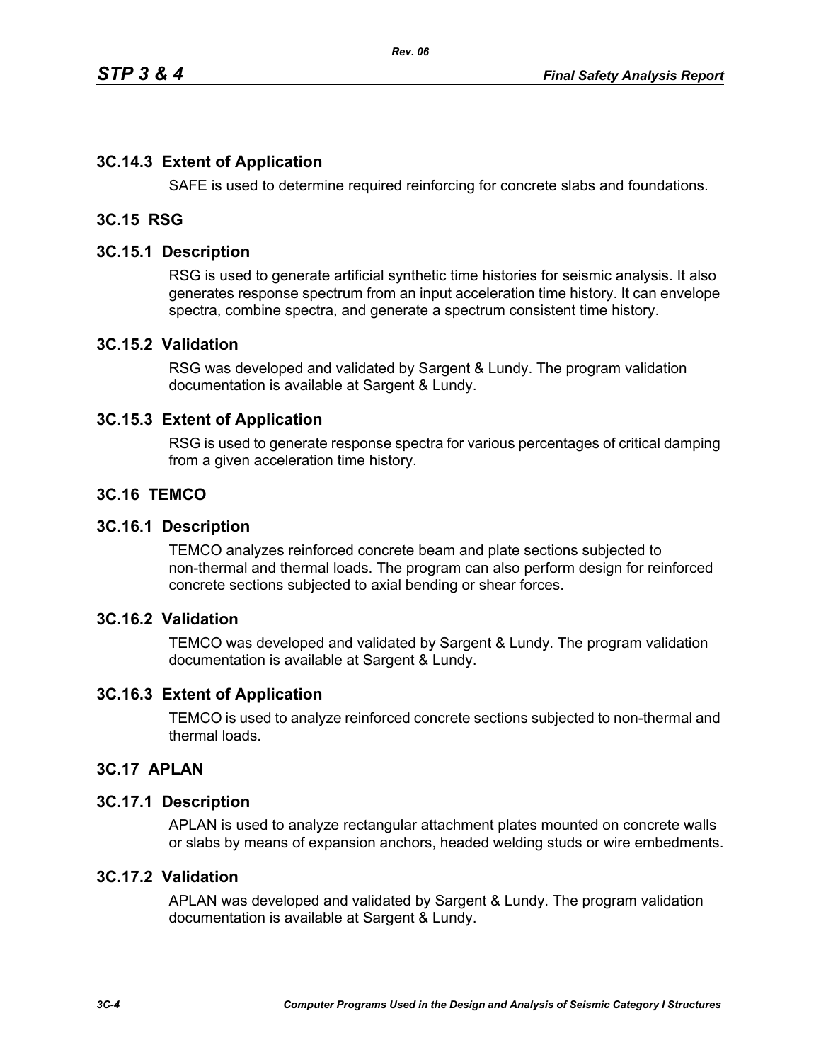### 3C.14.3 Extent of Application

SAFE is used to determine required reinforcing for concrete slabs and foundations.

## 3C.15 RSG

### 3C.15.1 Description

RSG is used to generate artificial synthetic time histories for seismic analysis. It also generates response spectrum from an input acceleration time history. It can envelope spectra, combine spectra, and generate a spectrum consistent time history.

### 3C.15.2 Validation

RSG was developed and validated by Sargent & Lundy. The program validation documentation is available at Sargent & Lundy.

### 3C.15.3 Extent of Application

RSG is used to generate response spectra for various percentages of critical damping from a given acceleration time history.

## 3C.16 TEMCO

### 3C.16.1 Description

TEMCO analyzes reinforced concrete beam and plate sections subjected to non-thermal and thermal loads. The program can also perform design for reinforced concrete sections subjected to axial bending or shear forces.

### 3C.16.2 Validation

TEMCO was developed and validated by Sargent & Lundy. The program validation documentation is available at Sargent & Lundy.

### 3C.16.3 Extent of Application

TEMCO is used to analyze reinforced concrete sections subjected to non-thermal and thermal loads.

## 3C.17 APLAN

### 3C.17.1 Description

APLAN is used to analyze rectangular attachment plates mounted on concrete walls or slabs by means of expansion anchors, headed welding studs or wire embedments.

### 3C.17.2 Validation

APLAN was developed and validated by Sargent & Lundy. The program validation documentation is available at Sargent & Lundy.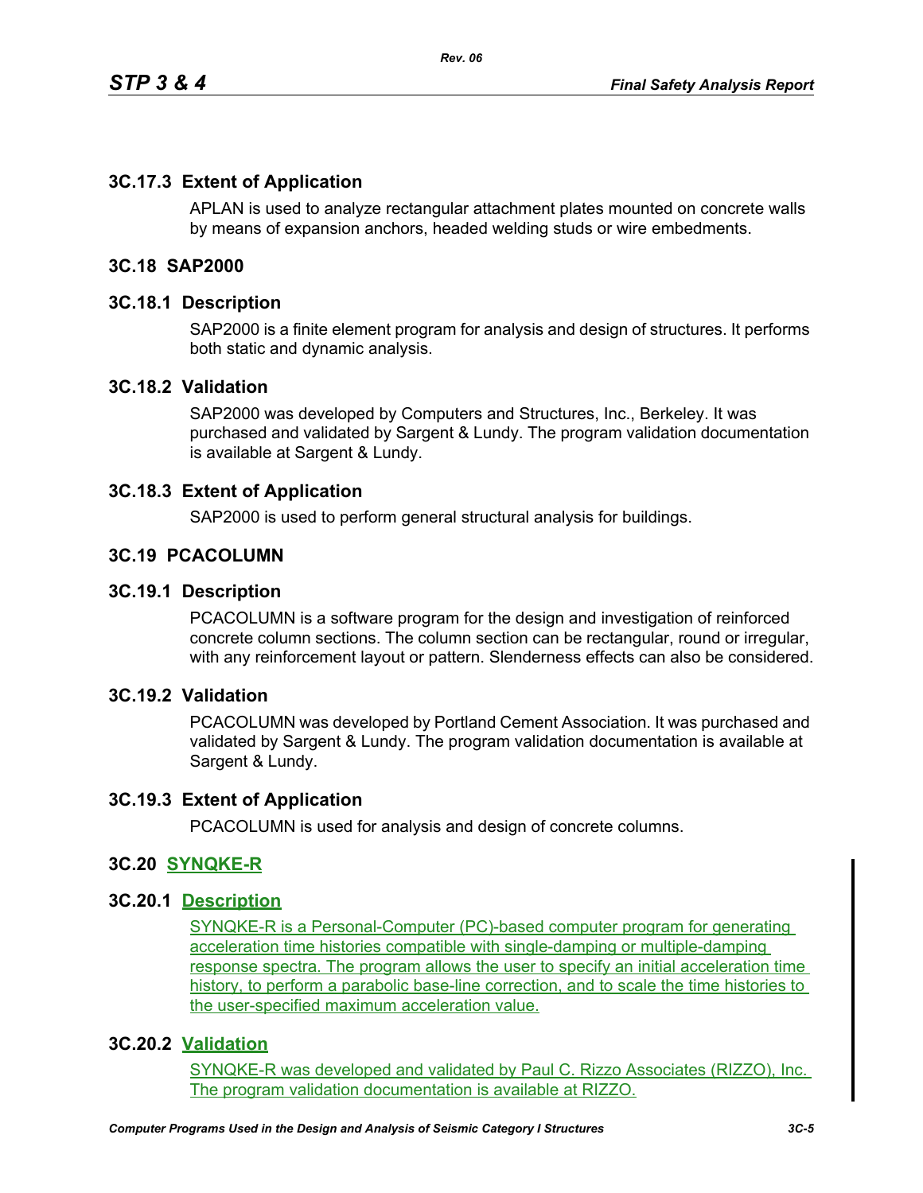### 3C.17.3 Extent of Application

APLAN is used to analyze rectangular attachment plates mounted on concrete walls by means of expansion anchors, headed welding studs or wire embedments.

## 3C.18 SAP2000

### 3C.18.1 Description

SAP2000 is a finite element program for analysis and design of structures. It performs both static and dynamic analysis.

### 3C.18.2 Validation

SAP2000 was developed by Computers and Structures, Inc., Berkeley. It was purchased and validated by Sargent & Lundy. The program validation documentation is available at Sargent & Lundy.

### 3C.18.3 Extent of Application

SAP2000 is used to perform general structural analysis for buildings.

## 3C.19 PCACOLUMN

### 3C.19.1 Description

PCACOLUMN is a software program for the design and investigation of reinforced concrete column sections. The column section can be rectangular, round or irregular, with any reinforcement layout or pattern. Slenderness effects can also be considered.

### 3C.19.2 Validation

PCACOLUMN was developed by Portland Cement Association. It was purchased and validated by Sargent & Lundy. The program validation documentation is available at Sargent & Lundy.

### 3C.19.3 Extent of Application

PCACOLUMN is used for analysis and design of concrete columns.

## 3C.20 SYNQKE-R

### 3C.20.1 Description

SYNQKE-R is a Personal-Computer (PC)-based computer program for generating acceleration time histories compatible with single-damping or multiple-damping response spectra. The program allows the user to specify an initial acceleration time history, to perform a parabolic base-line correction, and to scale the time histories to the user-specified maximum acceleration value.

### 3C.20.2 Validation

SYNQKE-R was developed and validated by Paul C. Rizzo Associates (RIZZO), Inc. The program validation documentation is available at RIZZO.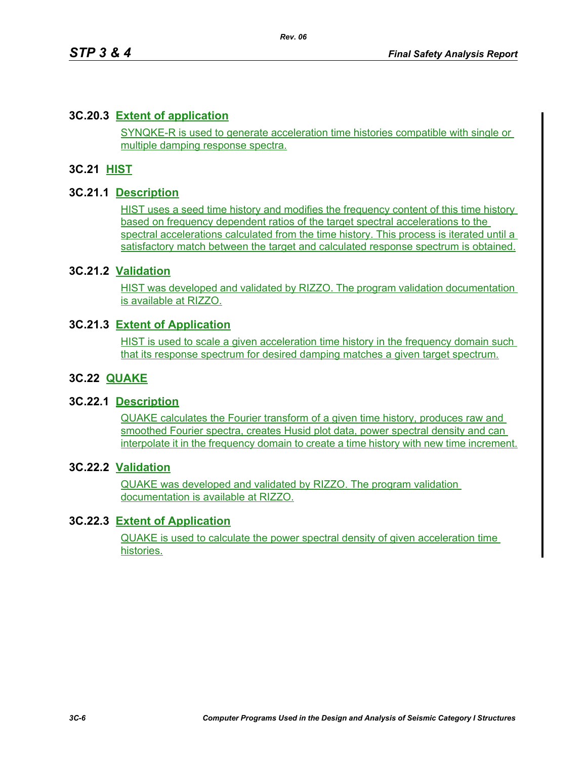### 3C.20.3 Extent of application

SYNQKE-R is used to generate acceleration time histories compatible with single or multiple damping response spectra.

## 3C.21 HIST

### 3C.21.1 Description

HIST uses a seed time history and modifies the frequency content of this time history based on frequency dependent ratios of the target spectral accelerations to the spectral accelerations calculated from the time history. This process is iterated until a satisfactory match between the target and calculated response spectrum is obtained.

### 3C.21.2 Validation

HIST was developed and validated by RIZZO. The program validation documentation is available at RIZZO.

### 3C.21.3 Extent of Application

HIST is used to scale a given acceleration time history in the frequency domain such that its response spectrum for desired damping matches a given target spectrum.

## 3C.22 QUAKE

### 3C.22.1 Description

QUAKE calculates the Fourier transform of a given time history, produces raw and smoothed Fourier spectra, creates Husid plot data, power spectral density and can interpolate it in the frequency domain to create a time history with new time increment.

### 3C.22.2 Validation

QUAKE was developed and validated by RIZZO. The program validation documentation is available at RIZZO.

### 3C.22.3 Extent of Application

QUAKE is used to calculate the power spectral density of given acceleration time histories.